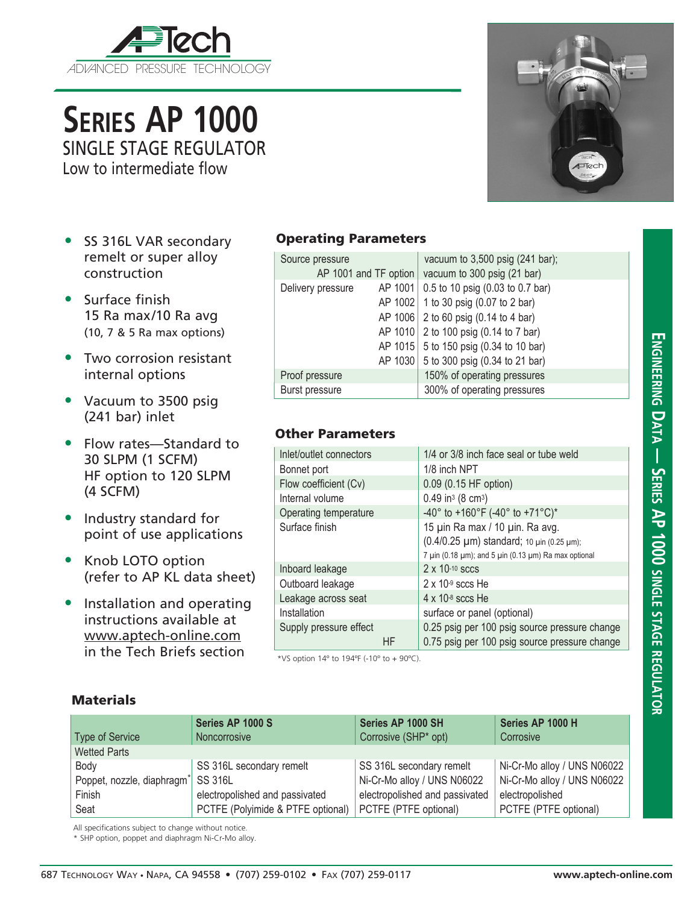APTech

ADVANCED PRESSURE TECHNOLOGY

# SERIES AP 1000

## SINGLE STAGE REGULATOR

Low to intermediate flow

- SS 316L VAR secondary remelt or super alloy construction
- Surface finish 15 Ra max/10 Ra avg (10, 7 & 5 Ra max options)
- Two corrosion resistant internal options
- Vacuum to 3500 psig (241 bar) inlet
- Flow rates—Standard to 30 SLPM (1 SCFM) HF option to 120 SLPM (4 SCFM)
- Industry standard for point of use applications
- Knob LOTO option (refer to AP KL data sheet)
- Installation and operating instructions available at www.aptech-online.com in the Tech Briefs section

### Operating Parameters

| | | |
|---|---|---|
| Source pressure | | vacuum to 3,500 psig (241 bar); |
| | AP 1001 and TF option | vacuum to 300 psig (21 bar) |
| Delivery pressure | AP 1001 | 0.5 to 10 psig (0.03 to 0.7 bar) |
| | AP 1002 | 1 to 30 psig (0.07 to 2 bar) |
| | AP 1006 | 2 to 60 psig (0.14 to 4 bar) |
| | AP 1010 | 2 to 100 psig (0.14 to 7 bar) |
| | AP 1015 | 5 to 150 psig (0.34 to 10 bar) |
| | AP 1030 | 5 to 300 psig (0.34 to 21 bar) |
| Proof pressure | | 150% of operating pressures |
| Burst pressure | | 300% of operating pressures |

### Other Parameters

| | |
|---|---|
| Inlet/outlet connectors | 1/4 or 3/8 inch face seal or tube weld |
| Bonnet port | 1/8 inch NPT |
| Flow coefficient (Cv) | 0.09 (0.15 HF option) |
| Internal volume | 0.49 in$^3$ (8 cm$^3$) |
| Operating temperature | -40° to +160°F (-40° to +71°C)* |
| Surface finish | 15 µin Ra max / 10 µin. Ra avg. (0.4/0.25 µm) standard; 10 µin (0.25 µm); 7 µin (0.18 µm); and 5 µin (0.13 µm) Ra max optional |
| Inboard leakage | 2 x 10$^{-10}$ sccs |
| Outboard leakage | 2 x 10$^{-9}$ sccs He |
| Leakage across seat | 4 x 10$^{-8}$ sccs He |
| Installation | surface or panel (optional) |
| Supply pressure effect | 0.25 psig per 100 psig source pressure change |
| HF | 0.75 psig per 100 psig source pressure change |

*VS option 14º to 194ºF (-10º to + 90ºC).

### Materials

| Type of Service | Series AP 1000 S<br>Noncorrosive | Series AP 1000 SH<br>Corrosive (SHP* opt) | Series AP 1000 H<br>Corrosive |
|---|---|---|---|
| Wetted Parts | | | |
| Body | SS 316L secondary remelt | SS 316L secondary remelt | Ni-Cr-Mo alloy / UNS N06022 |
| Poppet, nozzle, diaphragm* | SS 316L | Ni-Cr-Mo alloy / UNS N06022 | Ni-Cr-Mo alloy / UNS N06022 |
| Finish | electropolished and passivated | electropolished and passivated | electropolished |
| Seat | PCTFE (Polyimide & PTFE optional) | PCTFE (PTFE optional) | PCTFE (PTFE optional) |

All specifications subject to change without notice.
* SHP option, poppet and diaphragm Ni-Cr-Mo alloy.

ENGINEERING DATA — SERIES AP 1000 SINGLE STAGE REGULATOR

687 TECHNOLOGY WAY • NAPA, CA 94558 • (707) 259-0102 • FAX (707) 259-0117 www.aptech-online.com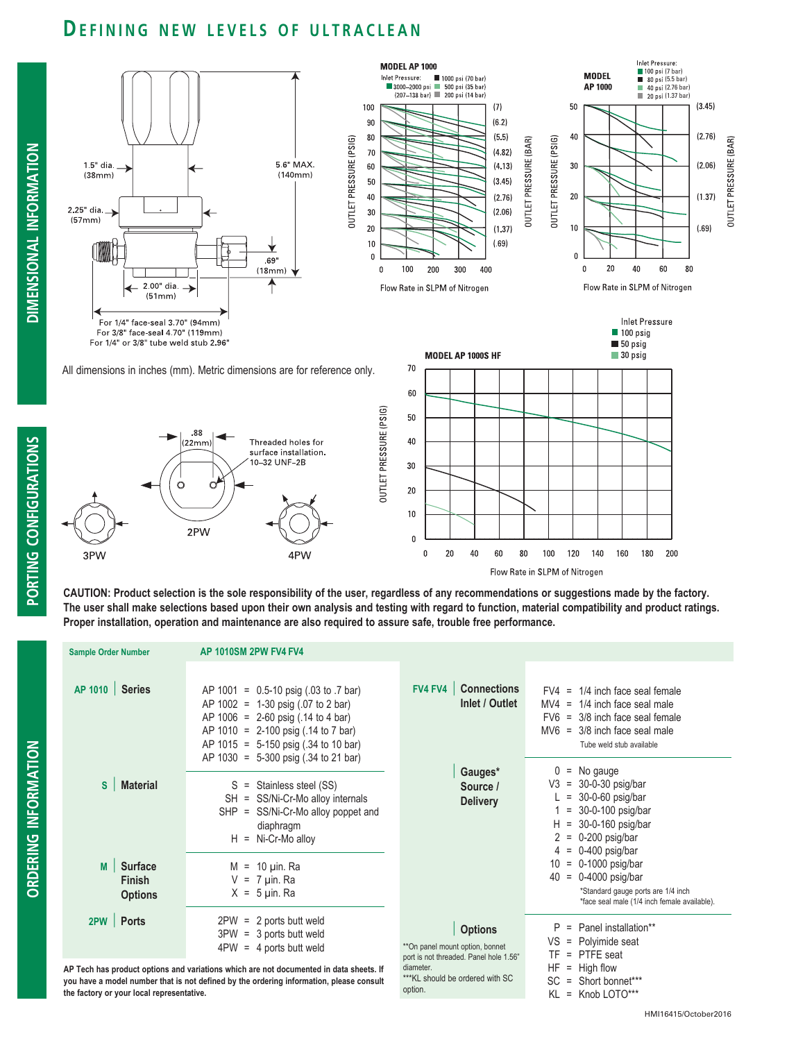# Defining new levels of ultraclean

## Dimensional Information

1.5" dia. (38mm)

5.6" MAX. (140mm)

2.25" dia. (57mm)

.69" (18mm)

2.00" dia. (51mm)

For 1/4" face-seal 3.70" (94mm)
For 3/8" face-seal 4.70" (119mm)
For 1/4" or 3/8" tube weld stub 2.96"

All dimensions in inches (mm). Metric dimensions are for reference only.

MODEL AP 1000

Inlet Pressure: 3000–2000 psi (207–138 bar) · 1000 psi (70 bar) · 500 psi (35 bar) · 200 psi (14 bar)

OUTLET PRESSURE (PSIG): 0, 10, 20, 30, 40, 50, 60, 70, 80, 90, 100

OUTLET PRESSURE (BAR): (.69), (1.37), (2.06), (2.76), (3.45), (4.13), (4.82), (5.5), (6.2), (7)

Flow Rate in SLPM of Nitrogen: 0, 100, 200, 300, 400

MODEL AP 1000

Inlet Pressure: 100 psi (7 bar) · 80 psi (5.5 bar) · 40 psi (2.76 bar) · 20 psi (1.37 bar)

OUTLET PRESSURE (PSIG): 0, 10, 20, 30, 40, 50

OUTLET PRESSURE (BAR): (.69), (1.37), (2.06), (2.76), (3.45)

Flow Rate in SLPM of Nitrogen: 0, 20, 40, 60, 80

MODEL AP 1000S HF

Inlet Pressure: 100 psig · 50 psig · 30 psig

OUTLET PRESSURE (PSIG): 0, 10, 20, 30, 40, 50, 60, 70

Flow Rate in SLPM of Nitrogen: 0, 20, 40, 60, 80, 100, 120, 140, 160, 180, 200

## Porting Configurations

.88 (22mm)

Threaded holes for surface installation. 10–32 UNF–2B

3PW · 2PW · 4PW

**CAUTION: Product selection is the sole responsibility of the user, regardless of any recommendations or suggestions made by the factory. The user shall make selections based upon their own analysis and testing with regard to function, material compatibility and product ratings. Proper installation, operation and maintenance are also required to assure safe, trouble free performance.**

## Ordering Information

**Sample Order Number:** AP 1010SM 2PW FV4 FV4

| Code | Category | Options |
|---|---|---|
| AP 1010 | Series | AP 1001 = 0.5-10 psig (.03 to .7 bar)<br>AP 1002 = 1-30 psig (.07 to 2 bar)<br>AP 1006 = 2-60 psig (.14 to 4 bar)<br>AP 1010 = 2-100 psig (.14 to 7 bar)<br>AP 1015 = 5-150 psig (.34 to 10 bar)<br>AP 1030 = 5-300 psig (.34 to 21 bar) |
| S | Material | S = Stainless steel (SS)<br>SH = SS/Ni-Cr-Mo alloy internals<br>SHP = SS/Ni-Cr-Mo alloy poppet and diaphragm<br>H = Ni-Cr-Mo alloy |
| M | Surface Finish Options | M = 10 µin. Ra<br>V = 7 µin. Ra<br>X = 5 µin. Ra |
| 2PW | Ports | 2PW = 2 ports butt weld<br>3PW = 3 ports butt weld<br>4PW = 4 ports butt weld |
| FV4 FV4 | Connections Inlet / Outlet | FV4 = 1/4 inch face seal female<br>MV4 = 1/4 inch face seal male<br>FV6 = 3/8 inch face seal female<br>MV6 = 3/8 inch face seal male<br>Tube weld stub available |
| | Gauges* Source / Delivery | 0 = No gauge<br>V3 = 30-0-30 psig/bar<br>L = 30-0-60 psig/bar<br>1 = 30-0-100 psig/bar<br>H = 30-0-160 psig/bar<br>2 = 0-200 psig/bar<br>4 = 0-400 psig/bar<br>10 = 0-1000 psig/bar<br>40 = 0-4000 psig/bar<br>*Standard gauge ports are 1/4 inch<br>*face seal male (1/4 inch female available). |
| | Options | P = Panel installation**<br>VS = Polyimide seat<br>TF = PTFE seat<br>HF = High flow<br>SC = Short bonnet***<br>KL = Knob LOTO*** |

**On panel mount option, bonnet port is not threaded. Panel hole 1.56" diameter.

***KL should be ordered with SC option.

**AP Tech has product options and variations which are not documented in data sheets. If you have a model number that is not defined by the ordering information, please consult the factory or your local representative.**

HMI16415/October2016